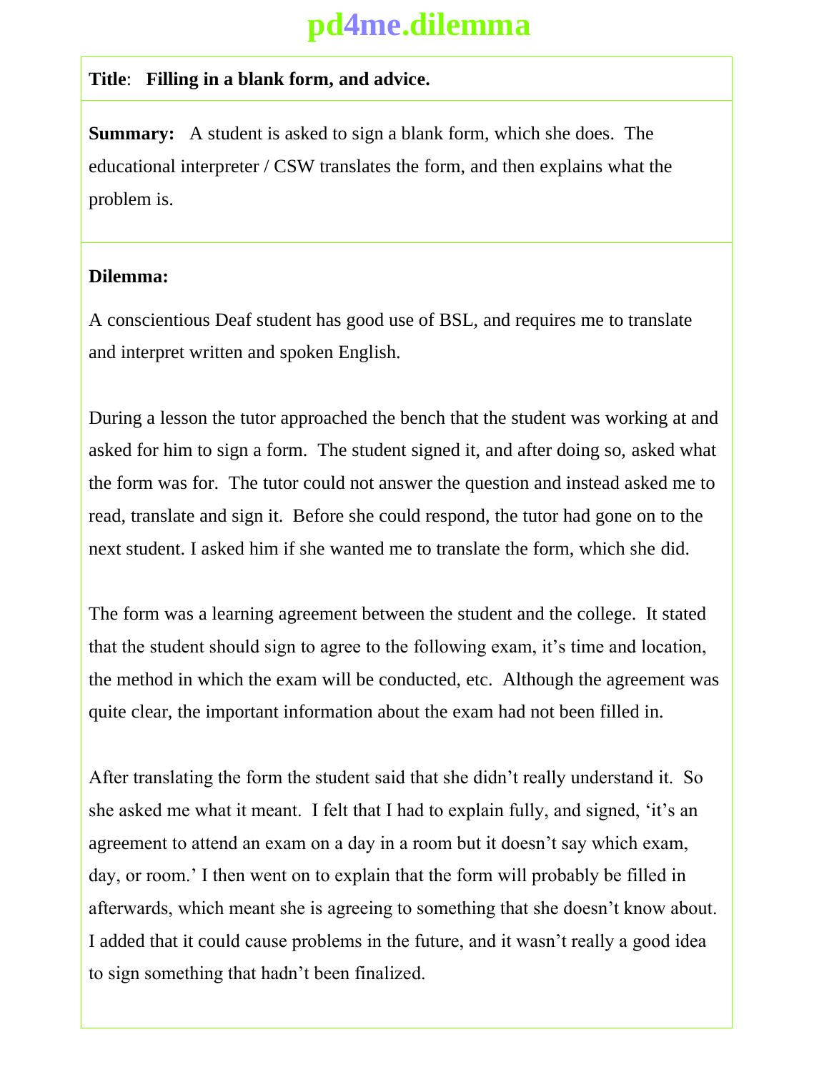# pd4me.dilemma

**Title**: **Filling in a blank form, and advice.**

**Summary:** A student is asked to sign a blank form, which she does. The educational interpreter / CSW translates the form, and then explains what the problem is.

**Dilemma:**

A conscientious Deaf student has good use of BSL, and requires me to translate and interpret written and spoken English.

During a lesson the tutor approached the bench that the student was working at and asked for him to sign a form. The student signed it, and after doing so, asked what the form was for. The tutor could not answer the question and instead asked me to read, translate and sign it. Before she could respond, the tutor had gone on to the next student. I asked him if she wanted me to translate the form, which she did.

The form was a learning agreement between the student and the college. It stated that the student should sign to agree to the following exam, it's time and location, the method in which the exam will be conducted, etc. Although the agreement was quite clear, the important information about the exam had not been filled in.

After translating the form the student said that she didn't really understand it. So she asked me what it meant. I felt that I had to explain fully, and signed, 'it's an agreement to attend an exam on a day in a room but it doesn't say which exam, day, or room.' I then went on to explain that the form will probably be filled in afterwards, which meant she is agreeing to something that she doesn't know about. I added that it could cause problems in the future, and it wasn't really a good idea to sign something that hadn't been finalized.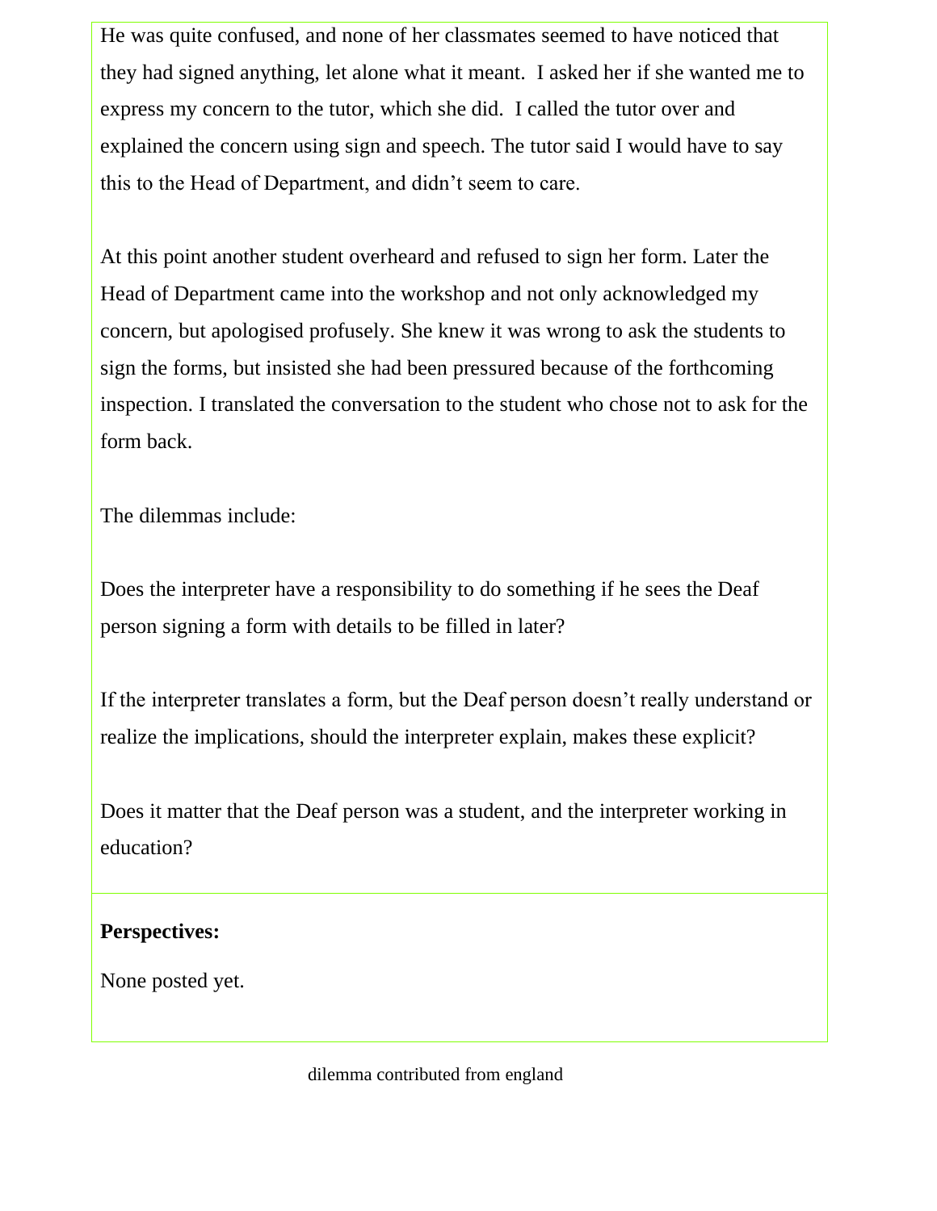He was quite confused, and none of her classmates seemed to have noticed that they had signed anything, let alone what it meant. I asked her if she wanted me to express my concern to the tutor, which she did. I called the tutor over and explained the concern using sign and speech. The tutor said I would have to say this to the Head of Department, and didn't seem to care.

At this point another student overheard and refused to sign her form. Later the Head of Department came into the workshop and not only acknowledged my concern, but apologised profusely. She knew it was wrong to ask the students to sign the forms, but insisted she had been pressured because of the forthcoming inspection. I translated the conversation to the student who chose not to ask for the form back.

The dilemmas include:

Does the interpreter have a responsibility to do something if he sees the Deaf person signing a form with details to be filled in later?

If the interpreter translates a form, but the Deaf person doesn't really understand or realize the implications, should the interpreter explain, makes these explicit?

Does it matter that the Deaf person was a student, and the interpreter working in education?

**Perspectives:**

None posted yet.

dilemma contributed from england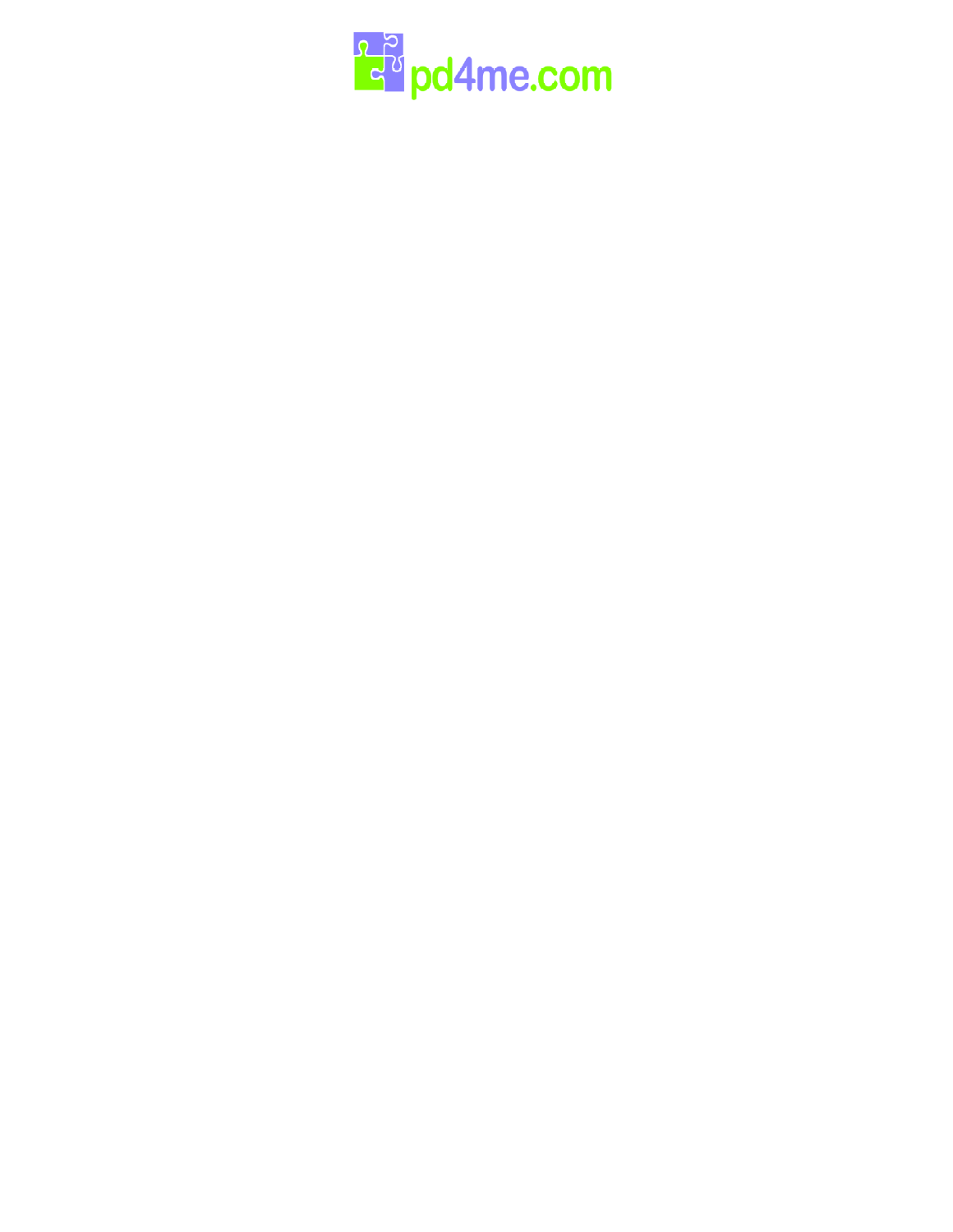pd4me.com